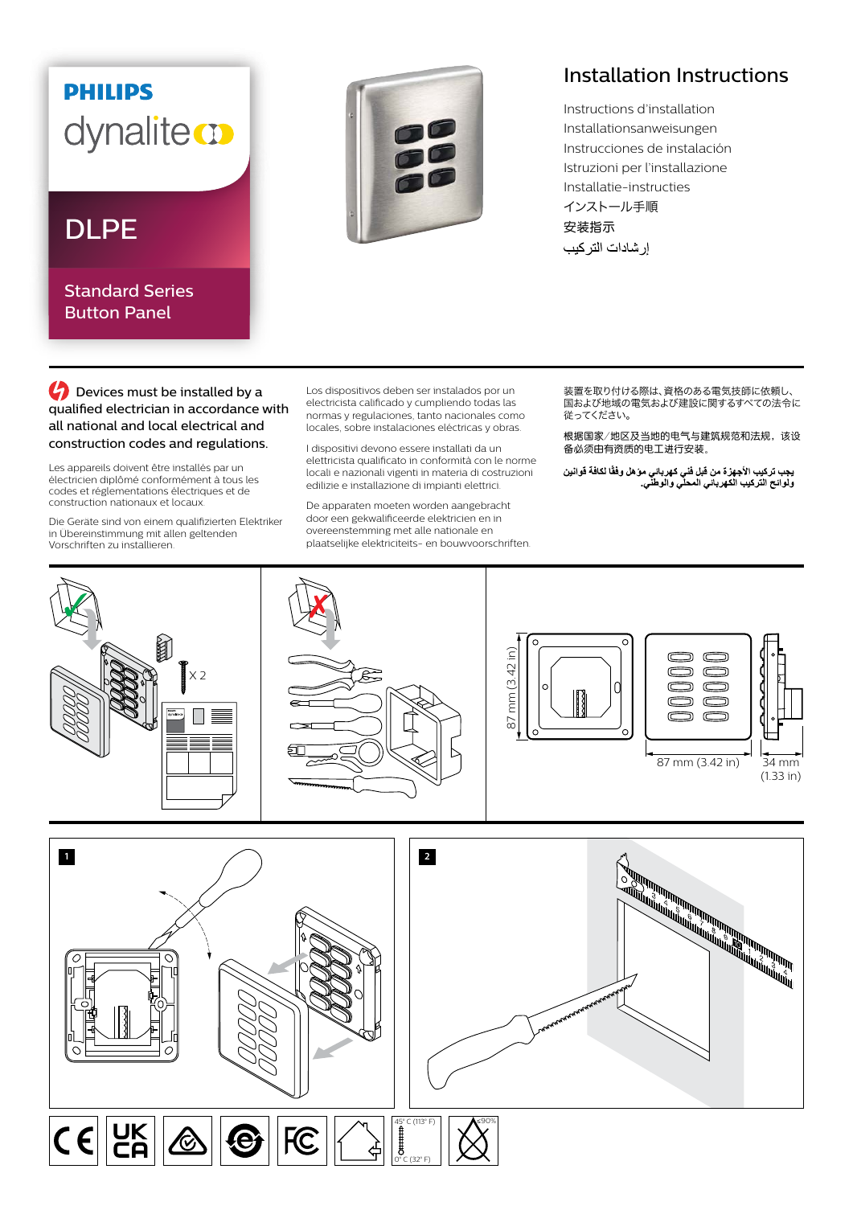PHILIPS

dynalite

# DLPE

Standard Series Button Panel

## Installation Instructions

Instructions d'installation
Installationsanweisungen
Instrucciones de instalación
Istruzioni per l'installazione
Installatie-instructies
インストール手順
安装指示
إرشادات التركيب

**Devices must be installed by a qualified electrician in accordance with all national and local electrical and construction codes and regulations.**

Les appareils doivent être installés par un électricien diplômé conformément à tous les codes et réglementations électriques et de construction nationaux et locaux.

Die Geräte sind von einem qualifizierten Elektriker in Übereinstimmung mit allen geltenden Vorschriften zu installieren.

Los dispositivos deben ser instalados por un electricista calificado y cumpliendo todas las normas y regulaciones, tanto nacionales como locales, sobre instalaciones eléctricas y obras.

I dispositivi devono essere installati da un elettricista qualificato in conformità con le norme locali e nazionali vigenti in materia di costruzioni edilizie e installazione di impianti elettrici.

De apparaten moeten worden aangebracht door een gekwalificeerde elektricien en in overeenstemming met alle nationale en plaatselijke elektriciteits- en bouwvoorschriften.

装置を取り付ける際は、資格のある電気技師に依頼し、国および地域の電気および建設に関するすべての法令に従ってください。

根据国家/地区及当地的电气与建筑规范和法规，该设备必须由有资质的电工进行安装。

يجب تركيب الأجهزة من قبل فني كهربائي مؤهل وفقًا لكافة قوانين ولوائح التركيب الكهربائي المحلي والوطني.

X 2

87 mm (3.42 in)

87 mm (3.42 in)

34 mm (1.33 in)

1

2

45° C (113° F)

0° C (32° F)

≤90%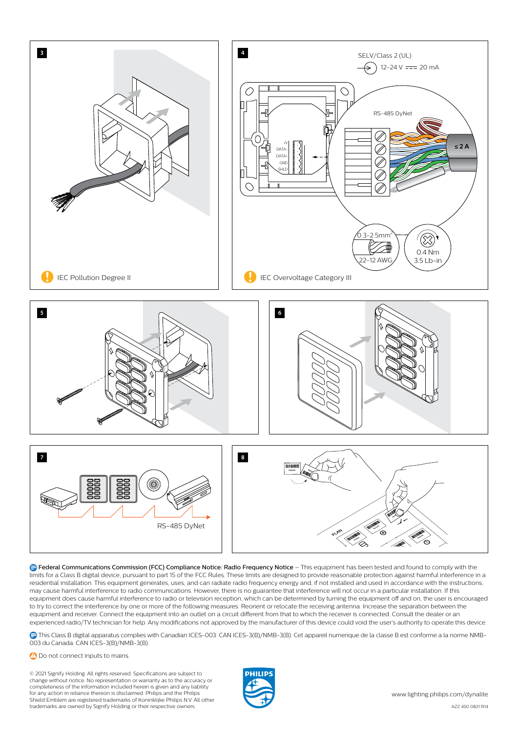3

IEC Pollution Degree II

4

SELV/Class 2 (UL)

12-24 V ⎓ 20 mA

RS-485 DyNet

+V
DATA-
DATA+
GND
SHLD

≤2 A

0.3-2.5mm²

22-12 AWG

0.4 Nm
3.5 Lb-in

IEC Overvoltage Category III

5

6

7

RS-485 DyNet

8

PLAN

**Federal Communications Commission (FCC) Compliance Notice: Radio Frequency Notice** – This equipment has been tested and found to comply with the limits for a Class B digital device, pursuant to part 15 of the FCC Rules. These limits are designed to provide reasonable protection against harmful interference in a residential installation. This equipment generates, uses, and can radiate radio frequency energy and, if not installed and used in accordance with the instructions, may cause harmful interference to radio communications. However, there is no guarantee that interference will not occur in a particular installation. If this equipment does cause harmful interference to radio or television reception, which can be determined by turning the equipment off and on, the user is encouraged to try to correct the interference by one or more of the following measures: Reorient or relocate the receiving antenna. Increase the separation between the equipment and receiver. Connect the equipment into an outlet on a circuit different from that to which the receiver is connected. Consult the dealer or an experienced radio/TV technician for help. Any modifications not approved by the manufacturer of this device could void the user's authority to operate this device.

This Class B digital apparatus complies with Canadian ICES-003: CAN ICES-3(B)/NMB-3(B). Cet appareil numerique de la classe B est conforme a la norme NMB-003 du Canada: CAN ICES-3(B)/NMB-3(B).

Do not connect inputs to mains.

© 2021 Signify Holding. All rights reserved. Specifications are subject to change without notice. No representation or warranty as to the accuracy or completeness of the information included herein is given and any liability for any action in reliance thereon is disclaimed. Philips and the Philips Shield Emblem are registered trademarks of Koninklijke Philips N.V. All other trademarks are owned by Signify Holding or their respective owners.

PHILIPS

www.lighting.philips.com/dynalite

AZZ 450 0821 R14